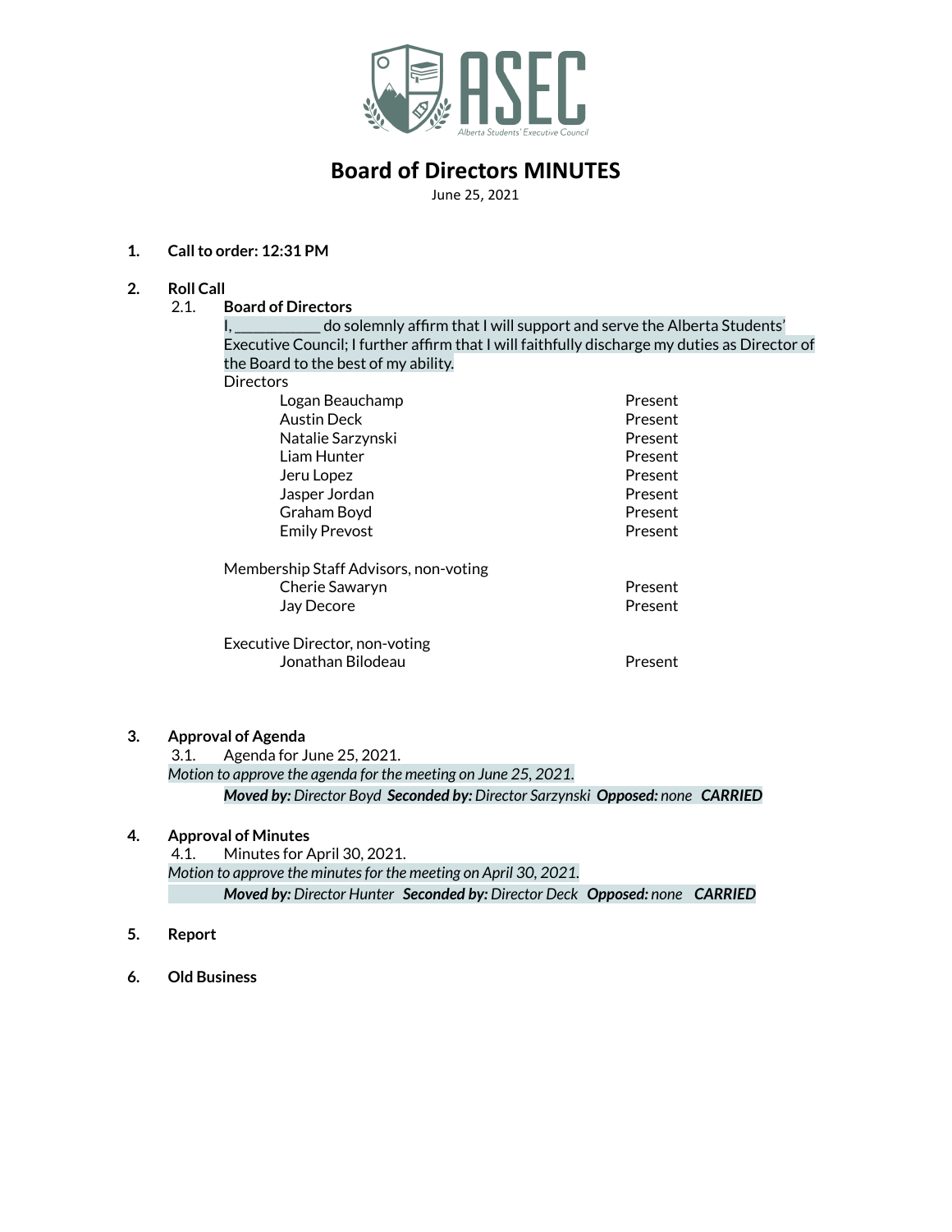# ASEC

Alberta Students' Executive Council

## Board of Directors MINUTES

June 25, 2021

1. **Call to order: 12:31 PM**

2. **Roll Call**

   2.1. **Board of Directors**

   I, ___________ do solemnly affirm that I will support and serve the Alberta Students' Executive Council; I further affirm that I will faithfully discharge my duties as Director of the Board to the best of my ability.

   Directors

   | | |
   |---|---|
   | Logan Beauchamp | Present |
   | Austin Deck | Present |
   | Natalie Sarzynski | Present |
   | Liam Hunter | Present |
   | Jeru Lopez | Present |
   | Jasper Jordan | Present |
   | Graham Boyd | Present |
   | Emily Prevost | Present |

   Membership Staff Advisors, non-voting

   | | |
   |---|---|
   | Cherie Sawaryn | Present |
   | Jay Decore | Present |

   Executive Director, non-voting

   | | |
   |---|---|
   | Jonathan Bilodeau | Present |

3. **Approval of Agenda**

   3.1. Agenda for June 25, 2021.

   *Motion to approve the agenda for the meeting on June 25, 2021.*

   ***Moved by:*** *Director Boyd* ***Seconded by:*** *Director Sarzynski* ***Opposed:*** *none* ***CARRIED***

4. **Approval of Minutes**

   4.1. Minutes for April 30, 2021.

   *Motion to approve the minutes for the meeting on April 30, 2021.*

   ***Moved by:*** *Director Hunter* ***Seconded by:*** *Director Deck* ***Opposed:*** *none* ***CARRIED***

5. **Report**

6. **Old Business**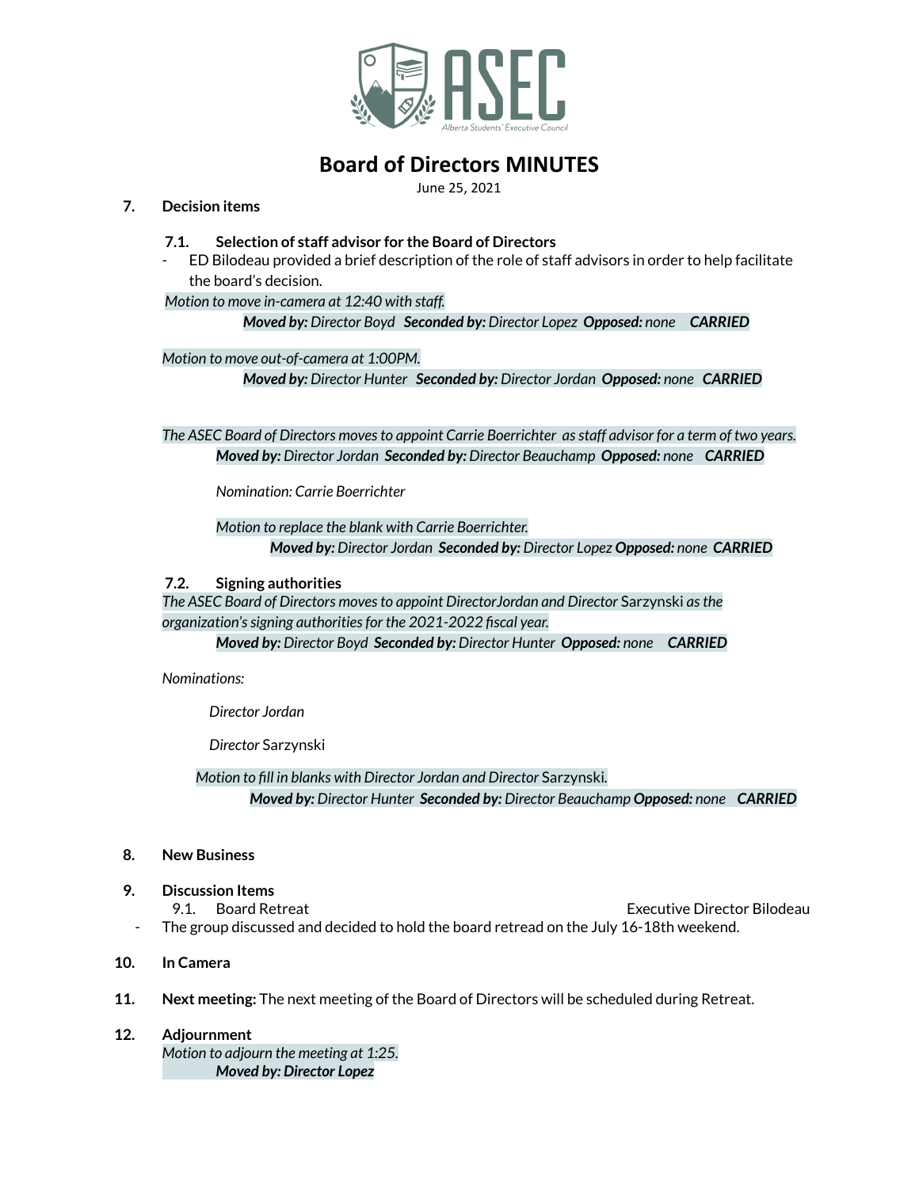ASEC
Alberta Students' Executive Council

# Board of Directors MINUTES

June 25, 2021

7. **Decision items**

**7.1. Selection of staff advisor for the Board of Directors**

- ED Bilodeau provided a brief description of the role of staff advisors in order to help facilitate the board's decision.

*Motion to move in-camera at 12:40 with staff.*

***Moved by:*** *Director Boyd* ***Seconded by:*** *Director Lopez* ***Opposed:*** *none* ***CARRIED***

*Motion to move out-of-camera at 1:00PM.*

***Moved by:*** *Director Hunter* ***Seconded by:*** *Director Jordan* ***Opposed:*** *none* ***CARRIED***

*The ASEC Board of Directors moves to appoint Carrie Boerrichter as staff advisor for a term of two years.*

***Moved by:*** *Director Jordan* ***Seconded by:*** *Director Beauchamp* ***Opposed:*** *none* ***CARRIED***

*Nomination: Carrie Boerrichter*

*Motion to replace the blank with Carrie Boerrichter.*

***Moved by:*** *Director Jordan* ***Seconded by:*** *Director Lopez* ***Opposed:*** *none* ***CARRIED***

**7.2. Signing authorities**

*The ASEC Board of Directors moves to appoint DirectorJordan and Director* Sarzynski *as the organization's signing authorities for the 2021-2022 fiscal year.*

***Moved by:*** *Director Boyd* ***Seconded by:*** *Director Hunter* ***Opposed:*** *none* ***CARRIED***

*Nominations:*

*Director Jordan*

*Director* Sarzynski

*Motion to fill in blanks with Director Jordan and Director* Sarzynski.

***Moved by:*** *Director Hunter* ***Seconded by:*** *Director Beauchamp* ***Opposed:*** *none* ***CARRIED***

8. **New Business**

9. **Discussion Items**

9.1. Board Retreat — Executive Director Bilodeau

- The group discussed and decided to hold the board retread on the July 16-18th weekend.

10. **In Camera**

11. **Next meeting:** The next meeting of the Board of Directors will be scheduled during Retreat.

12. **Adjournment**

*Motion to adjourn the meeting at 1:25.*

***Moved by: Director Lopez***